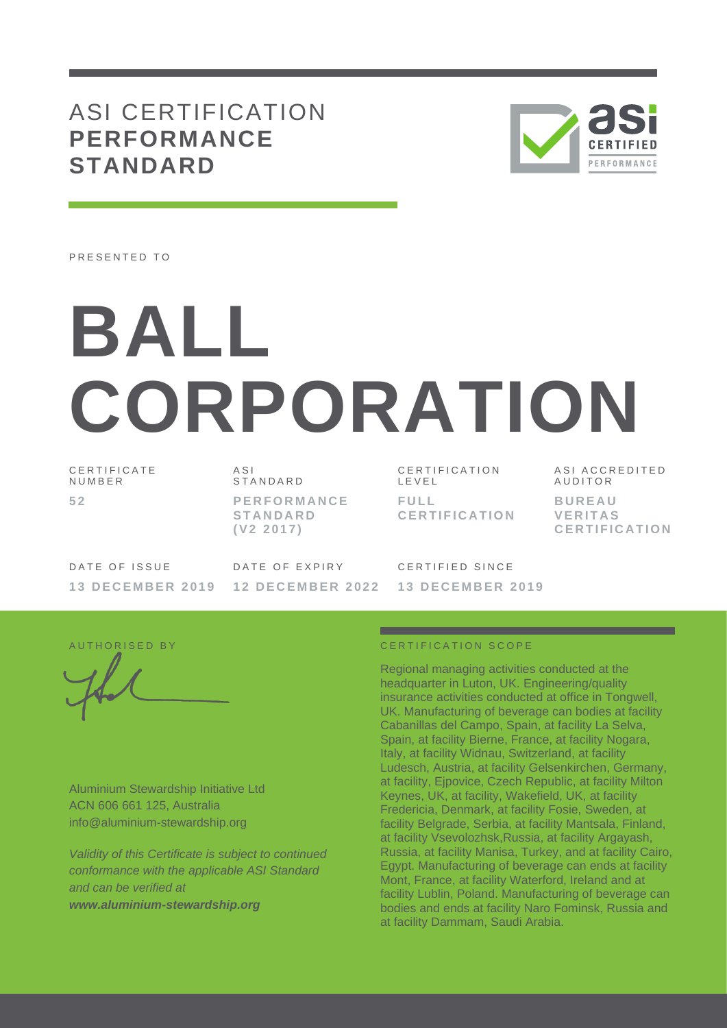# ASI CERTIFICATION **PERFORMANCE STANDARD**

PRESENTED TO

# BALL CORPORATION

| CERTIFICATE NUMBER | ASI STANDARD | CERTIFICATION LEVEL | ASI ACCREDITED AUDITOR |
|---|---|---|---|
| **52** | **PERFORMANCE STANDARD (V2 2017)** | **FULL CERTIFICATION** | **BUREAU VERITAS CERTIFICATION** |

| DATE OF ISSUE | DATE OF EXPIRY | CERTIFIED SINCE |
|---|---|---|
| **13 DECEMBER 2019** | **12 DECEMBER 2022** | **13 DECEMBER 2019** |

AUTHORISED BY

Aluminium Stewardship Initiative Ltd
ACN 606 661 125, Australia
info@aluminium-stewardship.org

*Validity of this Certificate is subject to continued conformance with the applicable ASI Standard and can be verified at*
***www.aluminium-stewardship.org***

## CERTIFICATION SCOPE

Regional managing activities conducted at the headquarter in Luton, UK. Engineering/quality insurance activities conducted at office in Tongwell, UK. Manufacturing of beverage can bodies at facility Cabanillas del Campo, Spain, at facility La Selva, Spain, at facility Bierne, France, at facility Nogara, Italy, at facility Widnau, Switzerland, at facility Ludesch, Austria, at facility Gelsenkirchen, Germany, at facility, Ejpovice, Czech Republic, at facility Milton Keynes, UK, at facility, Wakefield, UK, at facility Fredericia, Denmark, at facility Fosie, Sweden, at facility Belgrade, Serbia, at facility Mantsala, Finland, at facility Vsevolozhsk,Russia, at facility Argayash, Russia, at facility Manisa, Turkey, and at facility Cairo, Egypt. Manufacturing of beverage can ends at facility Mont, France, at facility Waterford, Ireland and at facility Lublin, Poland. Manufacturing of beverage can bodies and ends at facility Naro Fominsk, Russia and at facility Dammam, Saudi Arabia.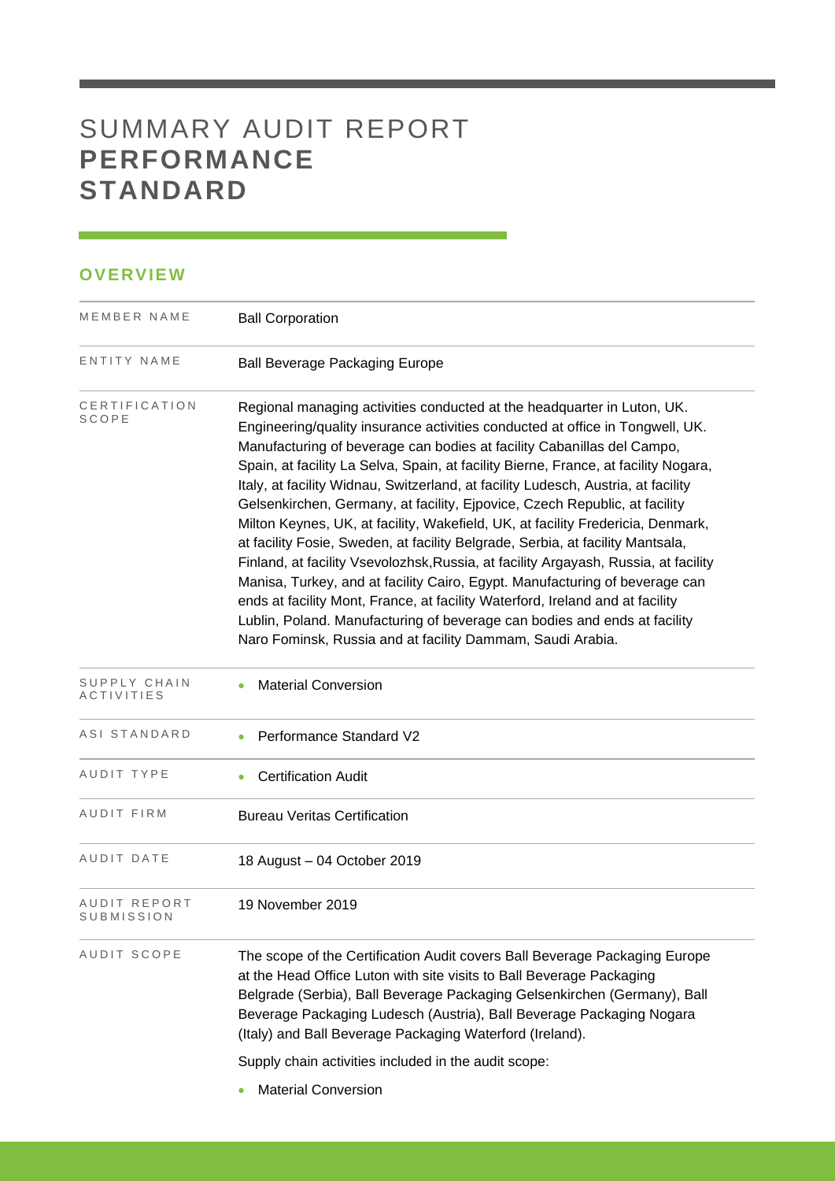# SUMMARY AUDIT REPORT **PERFORMANCE STANDARD**

## OVERVIEW

| | |
|---|---|
| MEMBER NAME | Ball Corporation |
| ENTITY NAME | Ball Beverage Packaging Europe |
| CERTIFICATION SCOPE | Regional managing activities conducted at the headquarter in Luton, UK. Engineering/quality insurance activities conducted at office in Tongwell, UK. Manufacturing of beverage can bodies at facility Cabanillas del Campo, Spain, at facility La Selva, Spain, at facility Bierne, France, at facility Nogara, Italy, at facility Widnau, Switzerland, at facility Ludesch, Austria, at facility Gelsenkirchen, Germany, at facility, Ejpovice, Czech Republic, at facility Milton Keynes, UK, at facility, Wakefield, UK, at facility Fredericia, Denmark, at facility Fosie, Sweden, at facility Belgrade, Serbia, at facility Mantsala, Finland, at facility Vsevolozhsk,Russia, at facility Argayash, Russia, at facility Manisa, Turkey, and at facility Cairo, Egypt. Manufacturing of beverage can ends at facility Mont, France, at facility Waterford, Ireland and at facility Lublin, Poland. Manufacturing of beverage can bodies and ends at facility Naro Fominsk, Russia and at facility Dammam, Saudi Arabia. |
| SUPPLY CHAIN ACTIVITIES | • Material Conversion |
| ASI STANDARD | • Performance Standard V2 |
| AUDIT TYPE | • Certification Audit |
| AUDIT FIRM | Bureau Veritas Certification |
| AUDIT DATE | 18 August – 04 October 2019 |
| AUDIT REPORT SUBMISSION | 19 November 2019 |
| AUDIT SCOPE | The scope of the Certification Audit covers Ball Beverage Packaging Europe at the Head Office Luton with site visits to Ball Beverage Packaging Belgrade (Serbia), Ball Beverage Packaging Gelsenkirchen (Germany), Ball Beverage Packaging Ludesch (Austria), Ball Beverage Packaging Nogara (Italy) and Ball Beverage Packaging Waterford (Ireland).<br><br>Supply chain activities included in the audit scope:<br><br>• Material Conversion |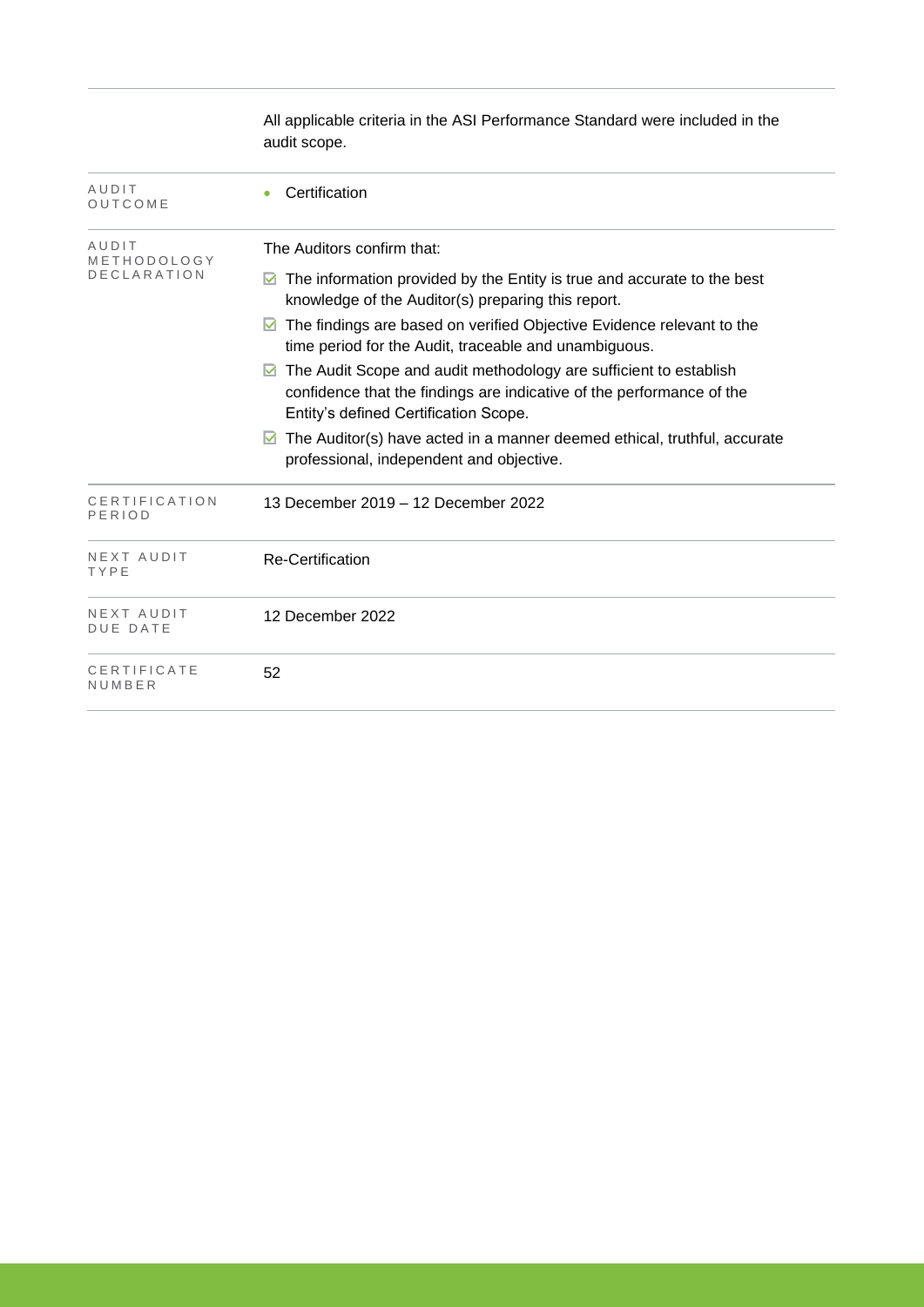| | |
|---|---|
| | All applicable criteria in the ASI Performance Standard were included in the audit scope. |
| AUDIT OUTCOME | • Certification |
| AUDIT METHODOLOGY DECLARATION | The Auditors confirm that:<br>☑ The information provided by the Entity is true and accurate to the best knowledge of the Auditor(s) preparing this report.<br>☑ The findings are based on verified Objective Evidence relevant to the time period for the Audit, traceable and unambiguous.<br>☑ The Audit Scope and audit methodology are sufficient to establish confidence that the findings are indicative of the performance of the Entity's defined Certification Scope.<br>☑ The Auditor(s) have acted in a manner deemed ethical, truthful, accurate professional, independent and objective. |
| CERTIFICATION PERIOD | 13 December 2019 – 12 December 2022 |
| NEXT AUDIT TYPE | Re-Certification |
| NEXT AUDIT DUE DATE | 12 December 2022 |
| CERTIFICATE NUMBER | 52 |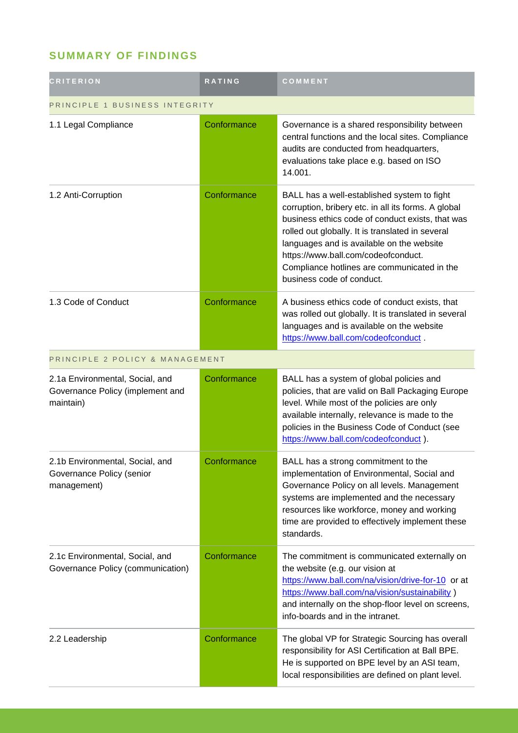## SUMMARY OF FINDINGS

| CRITERION | RATING | COMMENT |
|---|---|---|
| PRINCIPLE 1 BUSINESS INTEGRITY | | |
| 1.1 Legal Compliance | Conformance | Governance is a shared responsibility between central functions and the local sites. Compliance audits are conducted from headquarters, evaluations take place e.g. based on ISO 14.001. |
| 1.2 Anti-Corruption | Conformance | BALL has a well-established system to fight corruption, bribery etc. in all its forms. A global business ethics code of conduct exists, that was rolled out globally. It is translated in several languages and is available on the website https://www.ball.com/codeofconduct. Compliance hotlines are communicated in the business code of conduct. |
| 1.3 Code of Conduct | Conformance | A business ethics code of conduct exists, that was rolled out globally. It is translated in several languages and is available on the website https://www.ball.com/codeofconduct . |
| PRINCIPLE 2 POLICY & MANAGEMENT | | |
| 2.1a Environmental, Social, and Governance Policy (implement and maintain) | Conformance | BALL has a system of global policies and policies, that are valid on Ball Packaging Europe level. While most of the policies are only available internally, relevance is made to the policies in the Business Code of Conduct (see https://www.ball.com/codeofconduct ). |
| 2.1b Environmental, Social, and Governance Policy (senior management) | Conformance | BALL has a strong commitment to the implementation of Environmental, Social and Governance Policy on all levels. Management systems are implemented and the necessary resources like workforce, money and working time are provided to effectively implement these standards. |
| 2.1c Environmental, Social, and Governance Policy (communication) | Conformance | The commitment is communicated externally on the website (e.g. our vision at https://www.ball.com/na/vision/drive-for-10 or at https://www.ball.com/na/vision/sustainability ) and internally on the shop-floor level on screens, info-boards and in the intranet. |
| 2.2 Leadership | Conformance | The global VP for Strategic Sourcing has overall responsibility for ASI Certification at Ball BPE. He is supported on BPE level by an ASI team, local responsibilities are defined on plant level. |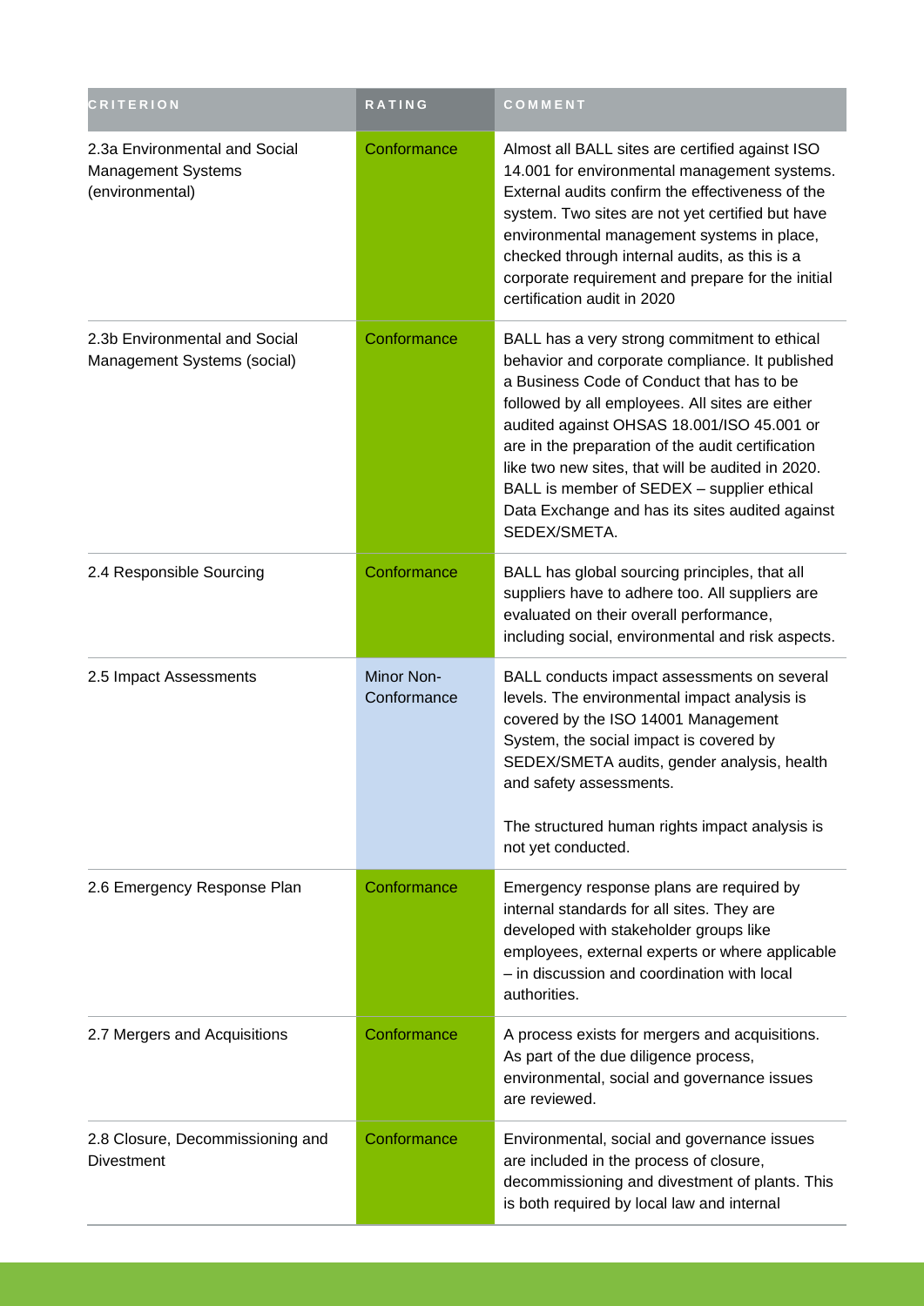| CRITERION | RATING | COMMENT |
| --- | --- | --- |
| 2.3a Environmental and Social Management Systems (environmental) | Conformance | Almost all BALL sites are certified against ISO 14.001 for environmental management systems. External audits confirm the effectiveness of the system. Two sites are not yet certified but have environmental management systems in place, checked through internal audits, as this is a corporate requirement and prepare for the initial certification audit in 2020 |
| 2.3b Environmental and Social Management Systems (social) | Conformance | BALL has a very strong commitment to ethical behavior and corporate compliance. It published a Business Code of Conduct that has to be followed by all employees. All sites are either audited against OHSAS 18.001/ISO 45.001 or are in the preparation of the audit certification like two new sites, that will be audited in 2020. BALL is member of SEDEX – supplier ethical Data Exchange and has its sites audited against SEDEX/SMETA. |
| 2.4 Responsible Sourcing | Conformance | BALL has global sourcing principles, that all suppliers have to adhere too. All suppliers are evaluated on their overall performance, including social, environmental and risk aspects. |
| 2.5 Impact Assessments | Minor Non-Conformance | BALL conducts impact assessments on several levels. The environmental impact analysis is covered by the ISO 14001 Management System, the social impact is covered by SEDEX/SMETA audits, gender analysis, health and safety assessments.<br><br>The structured human rights impact analysis is not yet conducted. |
| 2.6 Emergency Response Plan | Conformance | Emergency response plans are required by internal standards for all sites. They are developed with stakeholder groups like employees, external experts or where applicable – in discussion and coordination with local authorities. |
| 2.7 Mergers and Acquisitions | Conformance | A process exists for mergers and acquisitions. As part of the due diligence process, environmental, social and governance issues are reviewed. |
| 2.8 Closure, Decommissioning and Divestment | Conformance | Environmental, social and governance issues are included in the process of closure, decommissioning and divestment of plants. This is both required by local law and internal |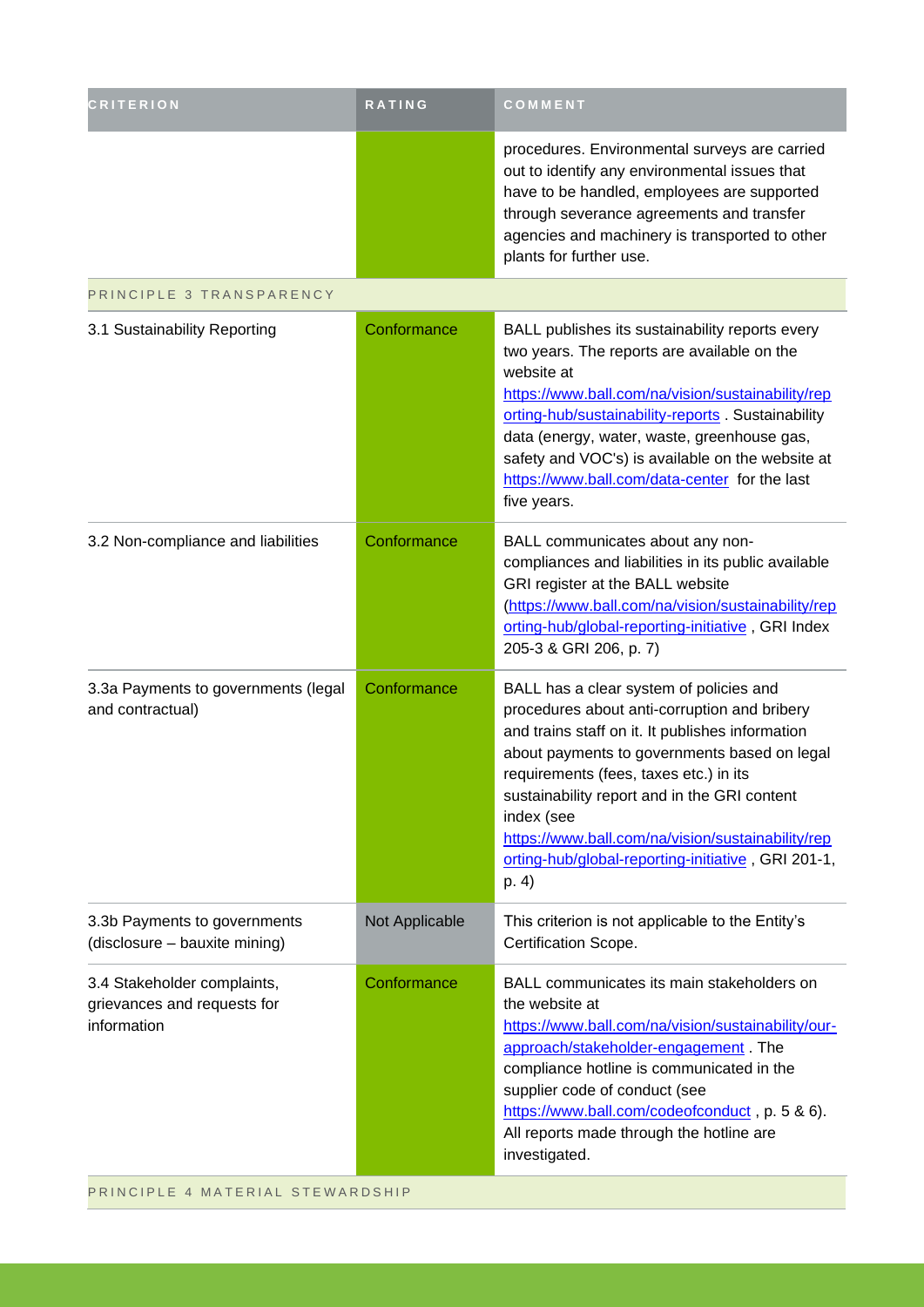| CRITERION | RATING | COMMENT |
| --- | --- | --- |
| | | procedures. Environmental surveys are carried out to identify any environmental issues that have to be handled, employees are supported through severance agreements and transfer agencies and machinery is transported to other plants for further use. |
| PRINCIPLE 3 TRANSPARENCY | | |
| 3.1 Sustainability Reporting | Conformance | BALL publishes its sustainability reports every two years. The reports are available on the website at https://www.ball.com/na/vision/sustainability/reporting-hub/sustainability-reports . Sustainability data (energy, water, waste, greenhouse gas, safety and VOC's) is available on the website at https://www.ball.com/data-center for the last five years. |
| 3.2 Non-compliance and liabilities | Conformance | BALL communicates about any non-compliances and liabilities in its public available GRI register at the BALL website (https://www.ball.com/na/vision/sustainability/reporting-hub/global-reporting-initiative , GRI Index 205-3 & GRI 206, p. 7) |
| 3.3a Payments to governments (legal and contractual) | Conformance | BALL has a clear system of policies and procedures about anti-corruption and bribery and trains staff on it. It publishes information about payments to governments based on legal requirements (fees, taxes etc.) in its sustainability report and in the GRI content index (see https://www.ball.com/na/vision/sustainability/reporting-hub/global-reporting-initiative , GRI 201-1, p. 4) |
| 3.3b Payments to governments (disclosure – bauxite mining) | Not Applicable | This criterion is not applicable to the Entity's Certification Scope. |
| 3.4 Stakeholder complaints, grievances and requests for information | Conformance | BALL communicates its main stakeholders on the website at https://www.ball.com/na/vision/sustainability/our-approach/stakeholder-engagement . The compliance hotline is communicated in the supplier code of conduct (see https://www.ball.com/codeofconduct , p. 5 & 6). All reports made through the hotline are investigated. |
| PRINCIPLE 4 MATERIAL STEWARDSHIP | | |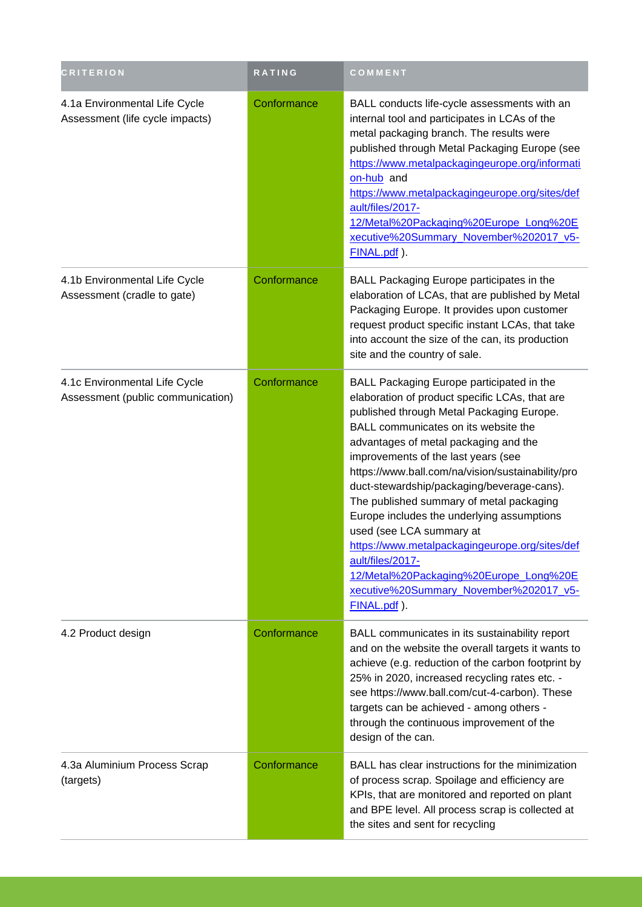| CRITERION | RATING | COMMENT |
| --- | --- | --- |
| 4.1a Environmental Life Cycle Assessment (life cycle impacts) | Conformance | BALL conducts life-cycle assessments with an internal tool and participates in LCAs of the metal packaging branch. The results were published through Metal Packaging Europe (see https://www.metalpackagingeurope.org/information-hub and https://www.metalpackagingeurope.org/sites/default/files/2017-12/Metal%20Packaging%20Europe_Long%20Executive%20Summary_November%202017_v5-FINAL.pdf ). |
| 4.1b Environmental Life Cycle Assessment (cradle to gate) | Conformance | BALL Packaging Europe participates in the elaboration of LCAs, that are published by Metal Packaging Europe. It provides upon customer request product specific instant LCAs, that take into account the size of the can, its production site and the country of sale. |
| 4.1c Environmental Life Cycle Assessment (public communication) | Conformance | BALL Packaging Europe participated in the elaboration of product specific LCAs, that are published through Metal Packaging Europe. BALL communicates on its website the advantages of metal packaging and the improvements of the last years (see https://www.ball.com/na/vision/sustainability/product-stewardship/packaging/beverage-cans). The published summary of metal packaging Europe includes the underlying assumptions used (see LCA summary at https://www.metalpackagingeurope.org/sites/default/files/2017-12/Metal%20Packaging%20Europe_Long%20Executive%20Summary_November%202017_v5-FINAL.pdf ). |
| 4.2 Product design | Conformance | BALL communicates in its sustainability report and on the website the overall targets it wants to achieve (e.g. reduction of the carbon footprint by 25% in 2020, increased recycling rates etc. - see https://www.ball.com/cut-4-carbon). These targets can be achieved - among others - through the continuous improvement of the design of the can. |
| 4.3a Aluminium Process Scrap (targets) | Conformance | BALL has clear instructions for the minimization of process scrap. Spoilage and efficiency are KPIs, that are monitored and reported on plant and BPE level. All process scrap is collected at the sites and sent for recycling |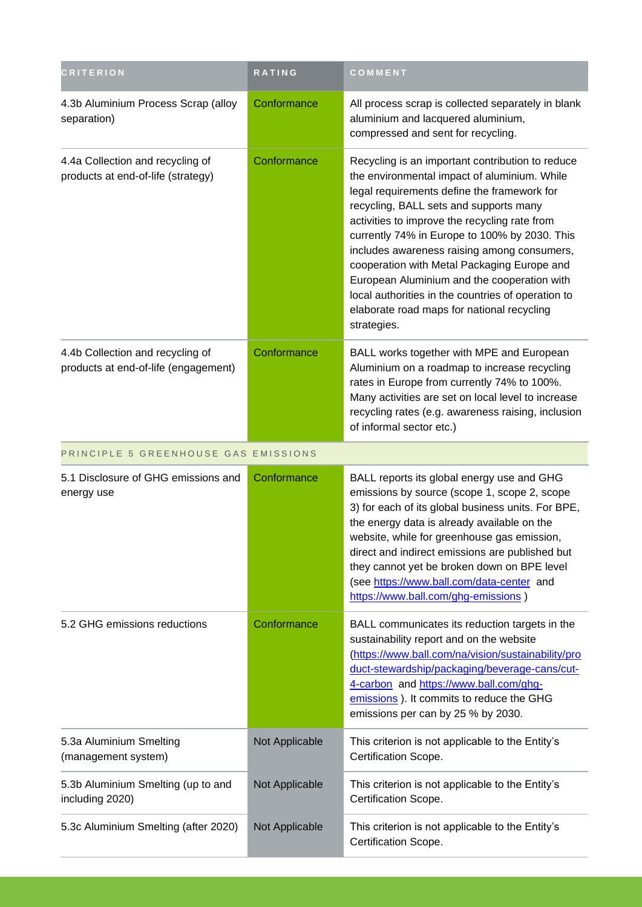| CRITERION | RATING | COMMENT |
|---|---|---|
| 4.3b Aluminium Process Scrap (alloy separation) | Conformance | All process scrap is collected separately in blank aluminium and lacquered aluminium, compressed and sent for recycling. |
| 4.4a Collection and recycling of products at end-of-life (strategy) | Conformance | Recycling is an important contribution to reduce the environmental impact of aluminium. While legal requirements define the framework for recycling, BALL sets and supports many activities to improve the recycling rate from currently 74% in Europe to 100% by 2030. This includes awareness raising among consumers, cooperation with Metal Packaging Europe and European Aluminium and the cooperation with local authorities in the countries of operation to elaborate road maps for national recycling strategies. |
| 4.4b Collection and recycling of products at end-of-life (engagement) | Conformance | BALL works together with MPE and European Aluminium on a roadmap to increase recycling rates in Europe from currently 74% to 100%. Many activities are set on local level to increase recycling rates (e.g. awareness raising, inclusion of informal sector etc.) |
| PRINCIPLE 5 GREENHOUSE GAS EMISSIONS | | |
| 5.1 Disclosure of GHG emissions and energy use | Conformance | BALL reports its global energy use and GHG emissions by source (scope 1, scope 2, scope 3) for each of its global business units. For BPE, the energy data is already available on the website, while for greenhouse gas emission, direct and indirect emissions are published but they cannot yet be broken down on BPE level (see https://www.ball.com/data-center and https://www.ball.com/ghg-emissions ) |
| 5.2 GHG emissions reductions | Conformance | BALL communicates its reduction targets in the sustainability report and on the website (https://www.ball.com/na/vision/sustainability/product-stewardship/packaging/beverage-cans/cut-4-carbon and https://www.ball.com/ghg-emissions ). It commits to reduce the GHG emissions per can by 25 % by 2030. |
| 5.3a Aluminium Smelting (management system) | Not Applicable | This criterion is not applicable to the Entity's Certification Scope. |
| 5.3b Aluminium Smelting (up to and including 2020) | Not Applicable | This criterion is not applicable to the Entity's Certification Scope. |
| 5.3c Aluminium Smelting (after 2020) | Not Applicable | This criterion is not applicable to the Entity's Certification Scope. |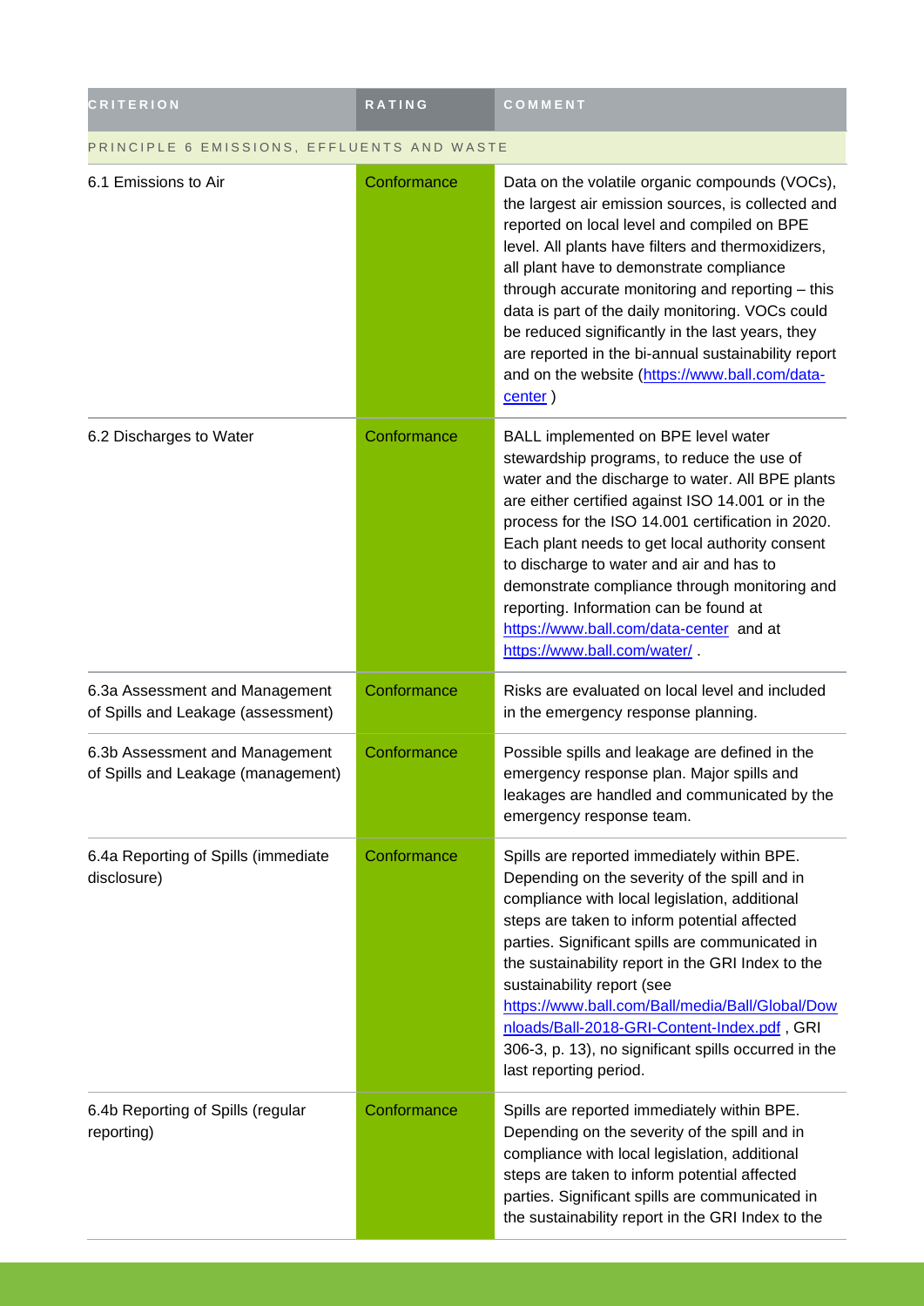| CRITERION | RATING | COMMENT |
| --- | --- | --- |
| PRINCIPLE 6 EMISSIONS, EFFLUENTS AND WASTE | | |
| 6.1 Emissions to Air | Conformance | Data on the volatile organic compounds (VOCs), the largest air emission sources, is collected and reported on local level and compiled on BPE level. All plants have filters and thermoxidizers, all plant have to demonstrate compliance through accurate monitoring and reporting – this data is part of the daily monitoring. VOCs could be reduced significantly in the last years, they are reported in the bi-annual sustainability report and on the website (https://www.ball.com/data-center ) |
| 6.2 Discharges to Water | Conformance | BALL implemented on BPE level water stewardship programs, to reduce the use of water and the discharge to water. All BPE plants are either certified against ISO 14.001 or in the process for the ISO 14.001 certification in 2020. Each plant needs to get local authority consent to discharge to water and air and has to demonstrate compliance through monitoring and reporting. Information can be found at https://www.ball.com/data-center and at https://www.ball.com/water/ . |
| 6.3a Assessment and Management of Spills and Leakage (assessment) | Conformance | Risks are evaluated on local level and included in the emergency response planning. |
| 6.3b Assessment and Management of Spills and Leakage (management) | Conformance | Possible spills and leakage are defined in the emergency response plan. Major spills and leakages are handled and communicated by the emergency response team. |
| 6.4a Reporting of Spills (immediate disclosure) | Conformance | Spills are reported immediately within BPE. Depending on the severity of the spill and in compliance with local legislation, additional steps are taken to inform potential affected parties. Significant spills are communicated in the sustainability report in the GRI Index to the sustainability report (see https://www.ball.com/Ball/media/Ball/Global/Downloads/Ball-2018-GRI-Content-Index.pdf , GRI 306-3, p. 13), no significant spills occurred in the last reporting period. |
| 6.4b Reporting of Spills (regular reporting) | Conformance | Spills are reported immediately within BPE. Depending on the severity of the spill and in compliance with local legislation, additional steps are taken to inform potential affected parties. Significant spills are communicated in the sustainability report in the GRI Index to the |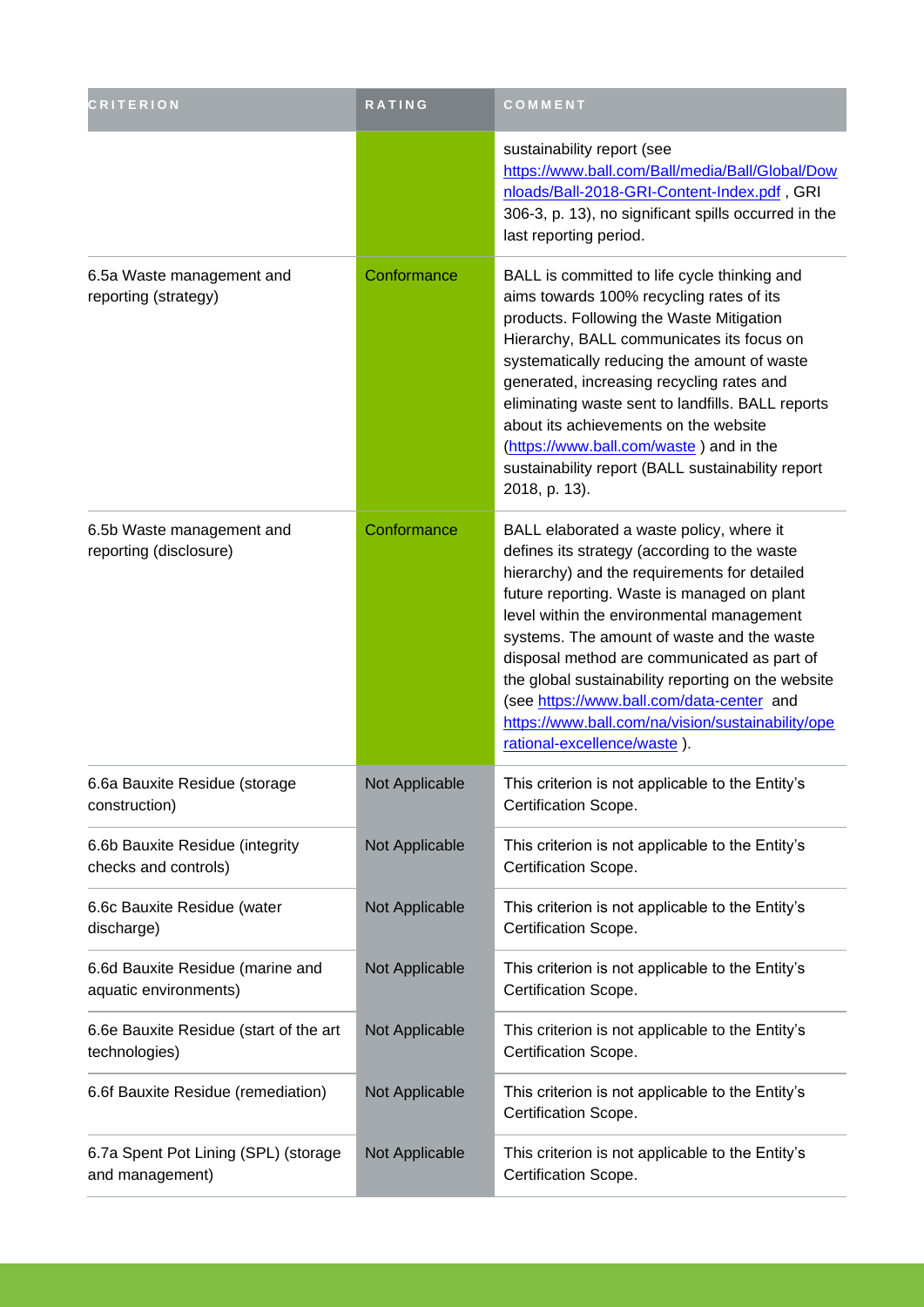| CRITERION | RATING | COMMENT |
| --- | --- | --- |
| | | sustainability report (see https://www.ball.com/Ball/media/Ball/Global/Downloads/Ball-2018-GRI-Content-Index.pdf , GRI 306-3, p. 13), no significant spills occurred in the last reporting period. |
| 6.5a Waste management and reporting (strategy) | Conformance | BALL is committed to life cycle thinking and aims towards 100% recycling rates of its products. Following the Waste Mitigation Hierarchy, BALL communicates its focus on systematically reducing the amount of waste generated, increasing recycling rates and eliminating waste sent to landfills. BALL reports about its achievements on the website (https://www.ball.com/waste ) and in the sustainability report (BALL sustainability report 2018, p. 13). |
| 6.5b Waste management and reporting (disclosure) | Conformance | BALL elaborated a waste policy, where it defines its strategy (according to the waste hierarchy) and the requirements for detailed future reporting. Waste is managed on plant level within the environmental management systems. The amount of waste and the waste disposal method are communicated as part of the global sustainability reporting on the website (see https://www.ball.com/data-center and https://www.ball.com/na/vision/sustainability/operational-excellence/waste ). |
| 6.6a Bauxite Residue (storage construction) | Not Applicable | This criterion is not applicable to the Entity's Certification Scope. |
| 6.6b Bauxite Residue (integrity checks and controls) | Not Applicable | This criterion is not applicable to the Entity's Certification Scope. |
| 6.6c Bauxite Residue (water discharge) | Not Applicable | This criterion is not applicable to the Entity's Certification Scope. |
| 6.6d Bauxite Residue (marine and aquatic environments) | Not Applicable | This criterion is not applicable to the Entity's Certification Scope. |
| 6.6e Bauxite Residue (start of the art technologies) | Not Applicable | This criterion is not applicable to the Entity's Certification Scope. |
| 6.6f Bauxite Residue (remediation) | Not Applicable | This criterion is not applicable to the Entity's Certification Scope. |
| 6.7a Spent Pot Lining (SPL) (storage and management) | Not Applicable | This criterion is not applicable to the Entity's Certification Scope. |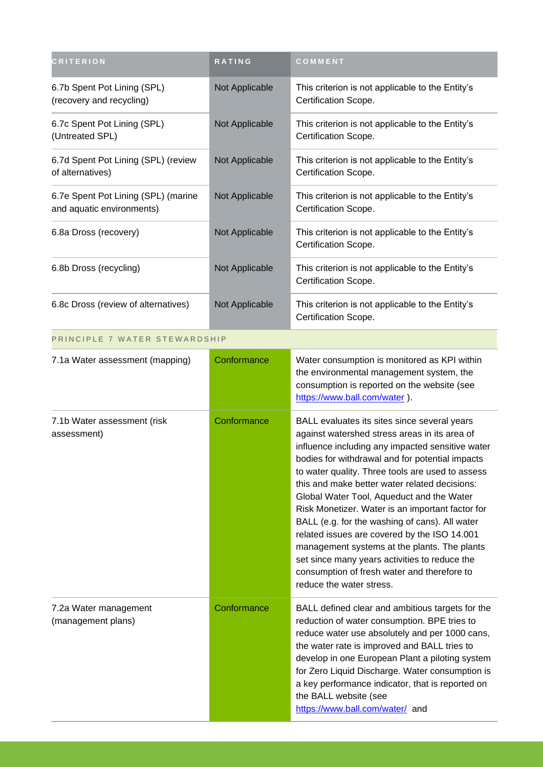| CRITERION | RATING | COMMENT |
| --- | --- | --- |
| 6.7b Spent Pot Lining (SPL) (recovery and recycling) | Not Applicable | This criterion is not applicable to the Entity's Certification Scope. |
| 6.7c Spent Pot Lining (SPL) (Untreated SPL) | Not Applicable | This criterion is not applicable to the Entity's Certification Scope. |
| 6.7d Spent Pot Lining (SPL) (review of alternatives) | Not Applicable | This criterion is not applicable to the Entity's Certification Scope. |
| 6.7e Spent Pot Lining (SPL) (marine and aquatic environments) | Not Applicable | This criterion is not applicable to the Entity's Certification Scope. |
| 6.8a Dross (recovery) | Not Applicable | This criterion is not applicable to the Entity's Certification Scope. |
| 6.8b Dross (recycling) | Not Applicable | This criterion is not applicable to the Entity's Certification Scope. |
| 6.8c Dross (review of alternatives) | Not Applicable | This criterion is not applicable to the Entity's Certification Scope. |
| PRINCIPLE 7 WATER STEWARDSHIP | | |
| 7.1a Water assessment (mapping) | Conformance | Water consumption is monitored as KPI within the environmental management system, the consumption is reported on the website (see https://www.ball.com/water ). |
| 7.1b Water assessment (risk assessment) | Conformance | BALL evaluates its sites since several years against watershed stress areas in its area of influence including any impacted sensitive water bodies for withdrawal and for potential impacts to water quality. Three tools are used to assess this and make better water related decisions: Global Water Tool, Aqueduct and the Water Risk Monetizer. Water is an important factor for BALL (e.g. for the washing of cans). All water related issues are covered by the ISO 14.001 management systems at the plants. The plants set since many years activities to reduce the consumption of fresh water and therefore to reduce the water stress. |
| 7.2a Water management (management plans) | Conformance | BALL defined clear and ambitious targets for the reduction of water consumption. BPE tries to reduce water use absolutely and per 1000 cans, the water rate is improved and BALL tries to develop in one European Plant a piloting system for Zero Liquid Discharge. Water consumption is a key performance indicator, that is reported on the BALL website (see https://www.ball.com/water/ and |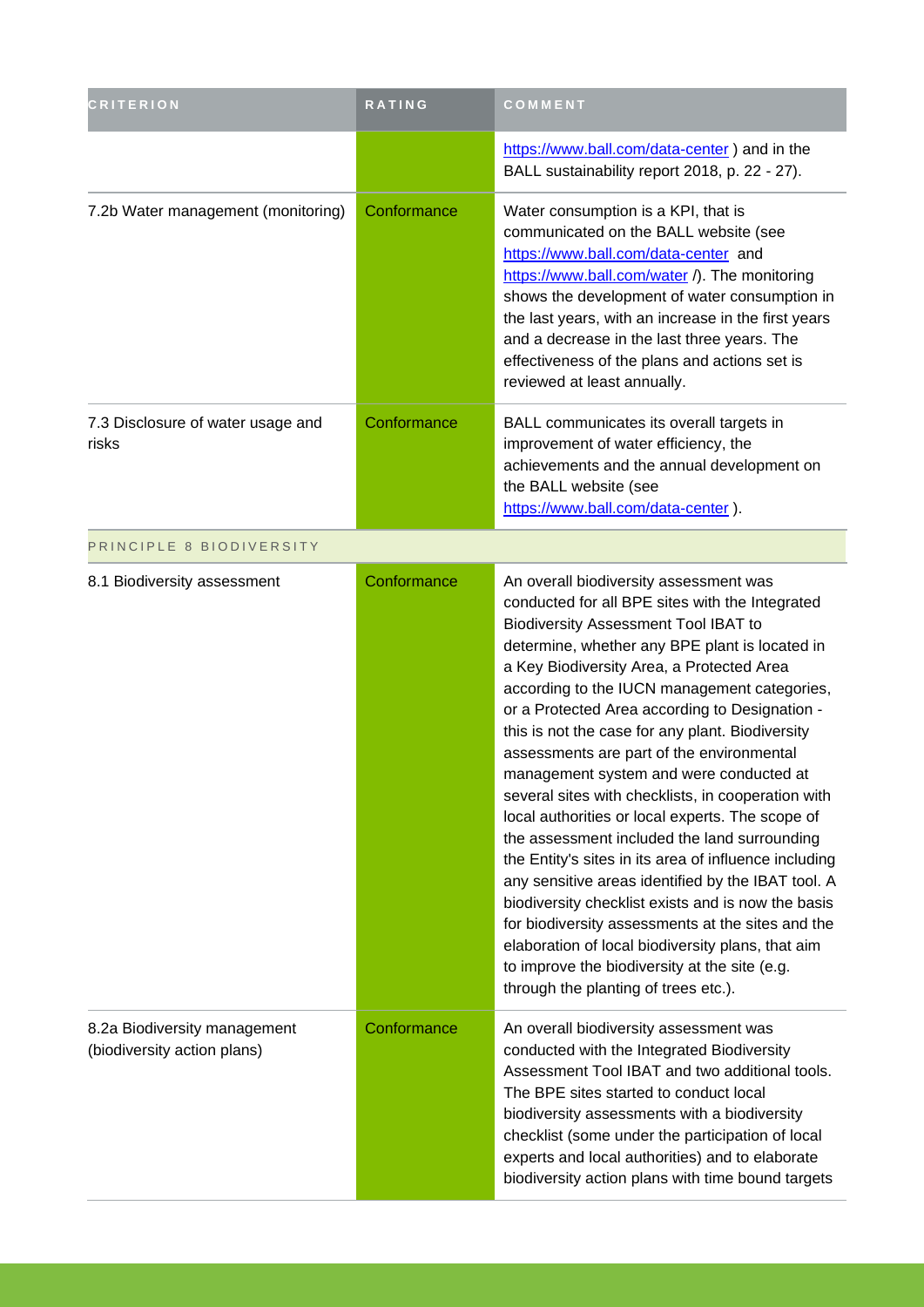| CRITERION | RATING | COMMENT |
|---|---|---|
| | | https://www.ball.com/data-center ) and in the BALL sustainability report 2018, p. 22 - 27). |
| 7.2b Water management (monitoring) | Conformance | Water consumption is a KPI, that is communicated on the BALL website (see https://www.ball.com/data-center and https://www.ball.com/water /). The monitoring shows the development of water consumption in the last years, with an increase in the first years and a decrease in the last three years. The effectiveness of the plans and actions set is reviewed at least annually. |
| 7.3 Disclosure of water usage and risks | Conformance | BALL communicates its overall targets in improvement of water efficiency, the achievements and the annual development on the BALL website (see https://www.ball.com/data-center ). |
| PRINCIPLE 8 BIODIVERSITY | | |
| 8.1 Biodiversity assessment | Conformance | An overall biodiversity assessment was conducted for all BPE sites with the Integrated Biodiversity Assessment Tool IBAT to determine, whether any BPE plant is located in a Key Biodiversity Area, a Protected Area according to the IUCN management categories, or a Protected Area according to Designation - this is not the case for any plant. Biodiversity assessments are part of the environmental management system and were conducted at several sites with checklists, in cooperation with local authorities or local experts. The scope of the assessment included the land surrounding the Entity's sites in its area of influence including any sensitive areas identified by the IBAT tool. A biodiversity checklist exists and is now the basis for biodiversity assessments at the sites and the elaboration of local biodiversity plans, that aim to improve the biodiversity at the site (e.g. through the planting of trees etc.). |
| 8.2a Biodiversity management (biodiversity action plans) | Conformance | An overall biodiversity assessment was conducted with the Integrated Biodiversity Assessment Tool IBAT and two additional tools. The BPE sites started to conduct local biodiversity assessments with a biodiversity checklist (some under the participation of local experts and local authorities) and to elaborate biodiversity action plans with time bound targets |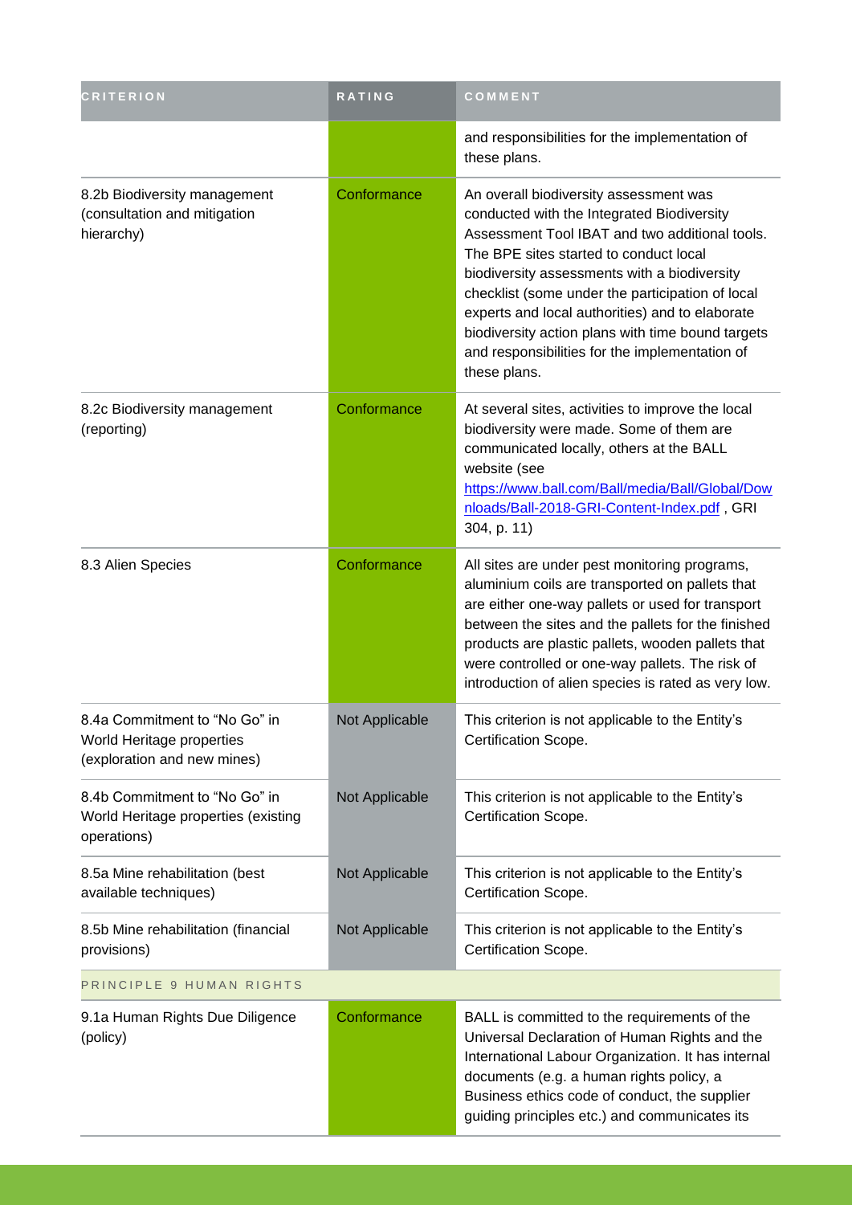| CRITERION | RATING | COMMENT |
|---|---|---|
| | | and responsibilities for the implementation of these plans. |
| 8.2b Biodiversity management (consultation and mitigation hierarchy) | Conformance | An overall biodiversity assessment was conducted with the Integrated Biodiversity Assessment Tool IBAT and two additional tools. The BPE sites started to conduct local biodiversity assessments with a biodiversity checklist (some under the participation of local experts and local authorities) and to elaborate biodiversity action plans with time bound targets and responsibilities for the implementation of these plans. |
| 8.2c Biodiversity management (reporting) | Conformance | At several sites, activities to improve the local biodiversity were made. Some of them are communicated locally, others at the BALL website (see https://www.ball.com/Ball/media/Ball/Global/Downloads/Ball-2018-GRI-Content-Index.pdf , GRI 304, p. 11) |
| 8.3 Alien Species | Conformance | All sites are under pest monitoring programs, aluminium coils are transported on pallets that are either one-way pallets or used for transport between the sites and the pallets for the finished products are plastic pallets, wooden pallets that were controlled or one-way pallets. The risk of introduction of alien species is rated as very low. |
| 8.4a Commitment to "No Go" in World Heritage properties (exploration and new mines) | Not Applicable | This criterion is not applicable to the Entity's Certification Scope. |
| 8.4b Commitment to "No Go" in World Heritage properties (existing operations) | Not Applicable | This criterion is not applicable to the Entity's Certification Scope. |
| 8.5a Mine rehabilitation (best available techniques) | Not Applicable | This criterion is not applicable to the Entity's Certification Scope. |
| 8.5b Mine rehabilitation (financial provisions) | Not Applicable | This criterion is not applicable to the Entity's Certification Scope. |
| PRINCIPLE 9 HUMAN RIGHTS | | |
| 9.1a Human Rights Due Diligence (policy) | Conformance | BALL is committed to the requirements of the Universal Declaration of Human Rights and the International Labour Organization. It has internal documents (e.g. a human rights policy, a Business ethics code of conduct, the supplier guiding principles etc.) and communicates its |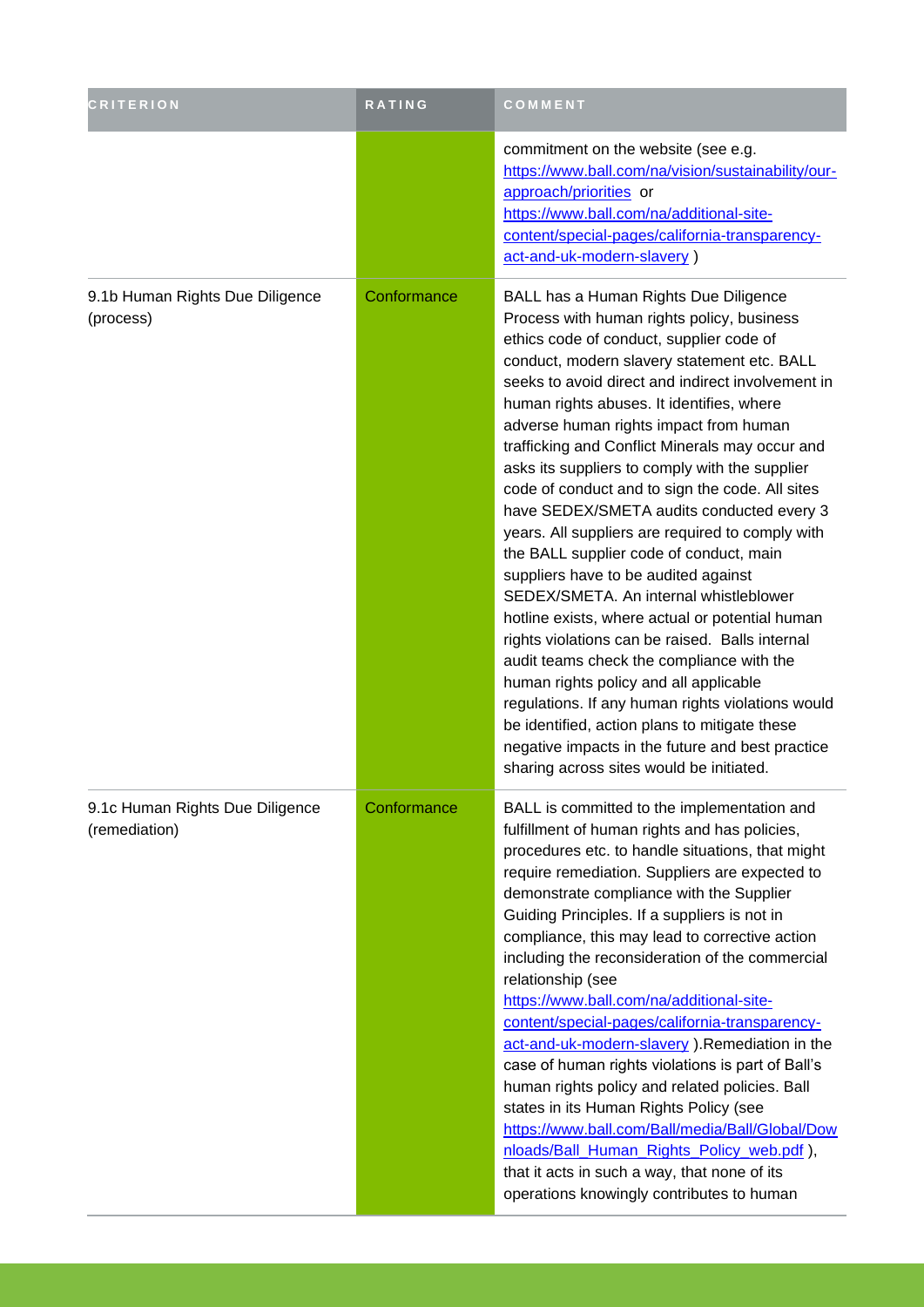| CRITERION | RATING | COMMENT |
|---|---|---|
| | | commitment on the website (see e.g. https://www.ball.com/na/vision/sustainability/our-approach/priorities or https://www.ball.com/na/additional-site-content/special-pages/california-transparency-act-and-uk-modern-slavery ) |
| 9.1b Human Rights Due Diligence (process) | Conformance | BALL has a Human Rights Due Diligence Process with human rights policy, business ethics code of conduct, supplier code of conduct, modern slavery statement etc. BALL seeks to avoid direct and indirect involvement in human rights abuses. It identifies, where adverse human rights impact from human trafficking and Conflict Minerals may occur and asks its suppliers to comply with the supplier code of conduct and to sign the code. All sites have SEDEX/SMETA audits conducted every 3 years. All suppliers are required to comply with the BALL supplier code of conduct, main suppliers have to be audited against SEDEX/SMETA. An internal whistleblower hotline exists, where actual or potential human rights violations can be raised. Balls internal audit teams check the compliance with the human rights policy and all applicable regulations. If any human rights violations would be identified, action plans to mitigate these negative impacts in the future and best practice sharing across sites would be initiated. |
| 9.1c Human Rights Due Diligence (remediation) | Conformance | BALL is committed to the implementation and fulfillment of human rights and has policies, procedures etc. to handle situations, that might require remediation. Suppliers are expected to demonstrate compliance with the Supplier Guiding Principles. If a suppliers is not in compliance, this may lead to corrective action including the reconsideration of the commercial relationship (see https://www.ball.com/na/additional-site-content/special-pages/california-transparency-act-and-uk-modern-slavery ).Remediation in the case of human rights violations is part of Ball's human rights policy and related policies. Ball states in its Human Rights Policy (see https://www.ball.com/Ball/media/Ball/Global/Downloads/Ball_Human_Rights_Policy_web.pdf ), that it acts in such a way, that none of its operations knowingly contributes to human |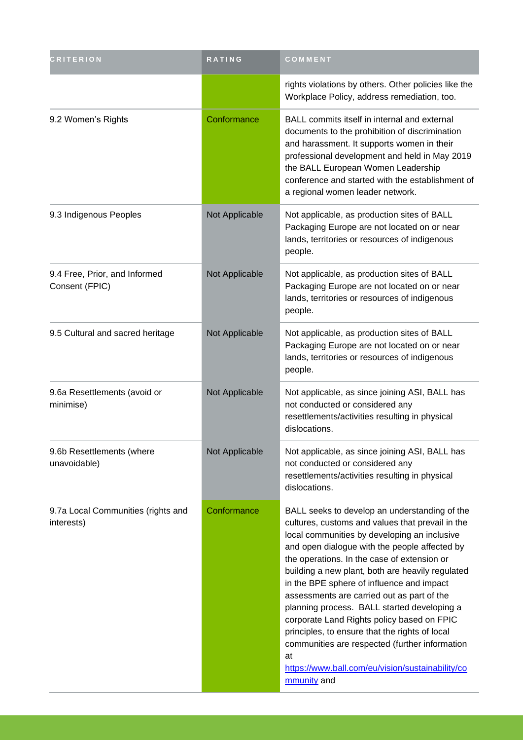| CRITERION | RATING | COMMENT |
|---|---|---|
| | | rights violations by others. Other policies like the Workplace Policy, address remediation, too. |
| 9.2 Women's Rights | Conformance | BALL commits itself in internal and external documents to the prohibition of discrimination and harassment. It supports women in their professional development and held in May 2019 the BALL European Women Leadership conference and started with the establishment of a regional women leader network. |
| 9.3 Indigenous Peoples | Not Applicable | Not applicable, as production sites of BALL Packaging Europe are not located on or near lands, territories or resources of indigenous people. |
| 9.4 Free, Prior, and Informed Consent (FPIC) | Not Applicable | Not applicable, as production sites of BALL Packaging Europe are not located on or near lands, territories or resources of indigenous people. |
| 9.5 Cultural and sacred heritage | Not Applicable | Not applicable, as production sites of BALL Packaging Europe are not located on or near lands, territories or resources of indigenous people. |
| 9.6a Resettlements (avoid or minimise) | Not Applicable | Not applicable, as since joining ASI, BALL has not conducted or considered any resettlements/activities resulting in physical dislocations. |
| 9.6b Resettlements (where unavoidable) | Not Applicable | Not applicable, as since joining ASI, BALL has not conducted or considered any resettlements/activities resulting in physical dislocations. |
| 9.7a Local Communities (rights and interests) | Conformance | BALL seeks to develop an understanding of the cultures, customs and values that prevail in the local communities by developing an inclusive and open dialogue with the people affected by the operations. In the case of extension or building a new plant, both are heavily regulated in the BPE sphere of influence and impact assessments are carried out as part of the planning process. BALL started developing a corporate Land Rights policy based on FPIC principles, to ensure that the rights of local communities are respected (further information at https://www.ball.com/eu/vision/sustainability/community and |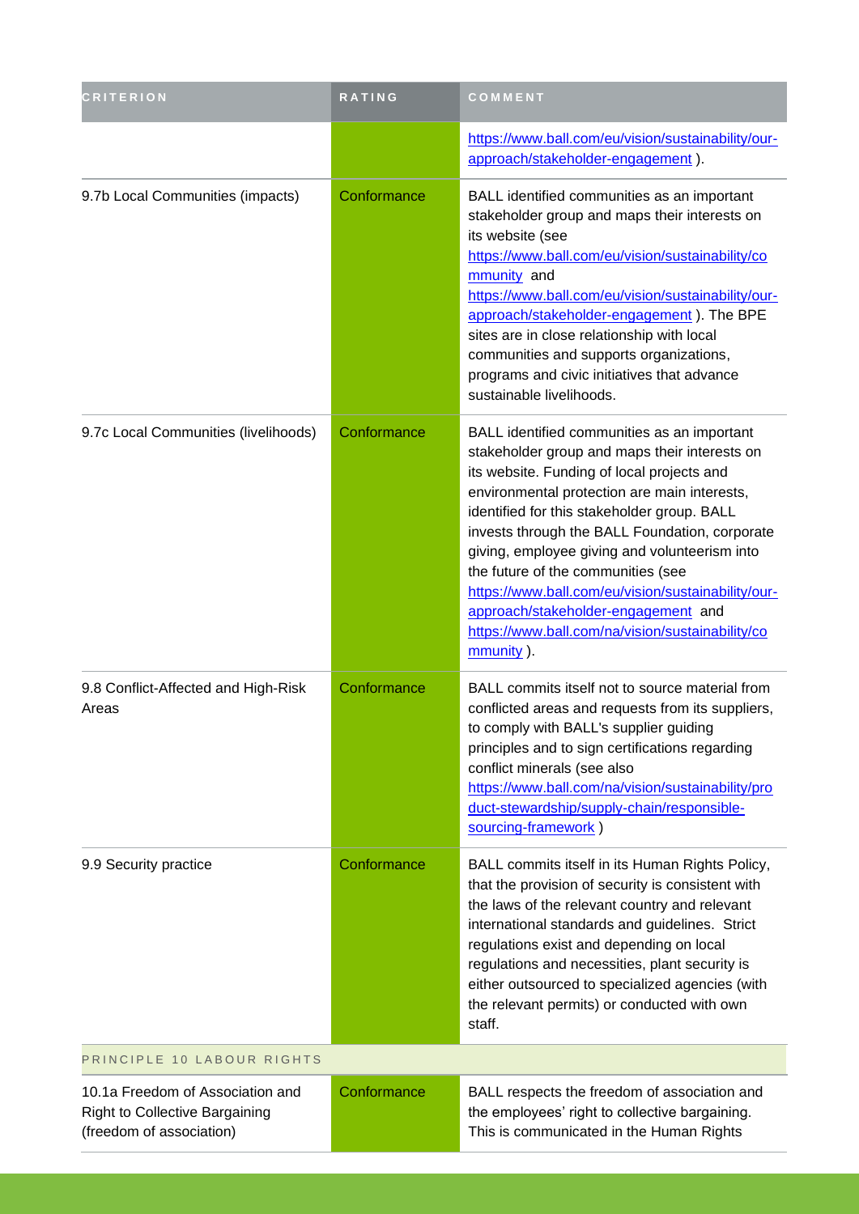| CRITERION | RATING | COMMENT |
|---|---|---|
| | | https://www.ball.com/eu/vision/sustainability/our-approach/stakeholder-engagement ). |
| 9.7b Local Communities (impacts) | Conformance | BALL identified communities as an important stakeholder group and maps their interests on its website (see https://www.ball.com/eu/vision/sustainability/community and https://www.ball.com/eu/vision/sustainability/our-approach/stakeholder-engagement ). The BPE sites are in close relationship with local communities and supports organizations, programs and civic initiatives that advance sustainable livelihoods. |
| 9.7c Local Communities (livelihoods) | Conformance | BALL identified communities as an important stakeholder group and maps their interests on its website. Funding of local projects and environmental protection are main interests, identified for this stakeholder group. BALL invests through the BALL Foundation, corporate giving, employee giving and volunteerism into the future of the communities (see https://www.ball.com/eu/vision/sustainability/our-approach/stakeholder-engagement and https://www.ball.com/na/vision/sustainability/community ). |
| 9.8 Conflict-Affected and High-Risk Areas | Conformance | BALL commits itself not to source material from conflicted areas and requests from its suppliers, to comply with BALL's supplier guiding principles and to sign certifications regarding conflict minerals (see also https://www.ball.com/na/vision/sustainability/product-stewardship/supply-chain/responsible-sourcing-framework ) |
| 9.9 Security practice | Conformance | BALL commits itself in its Human Rights Policy, that the provision of security is consistent with the laws of the relevant country and relevant international standards and guidelines. Strict regulations exist and depending on local regulations and necessities, plant security is either outsourced to specialized agencies (with the relevant permits) or conducted with own staff. |
| PRINCIPLE 10 LABOUR RIGHTS | | |
| 10.1a Freedom of Association and Right to Collective Bargaining (freedom of association) | Conformance | BALL respects the freedom of association and the employees' right to collective bargaining. This is communicated in the Human Rights |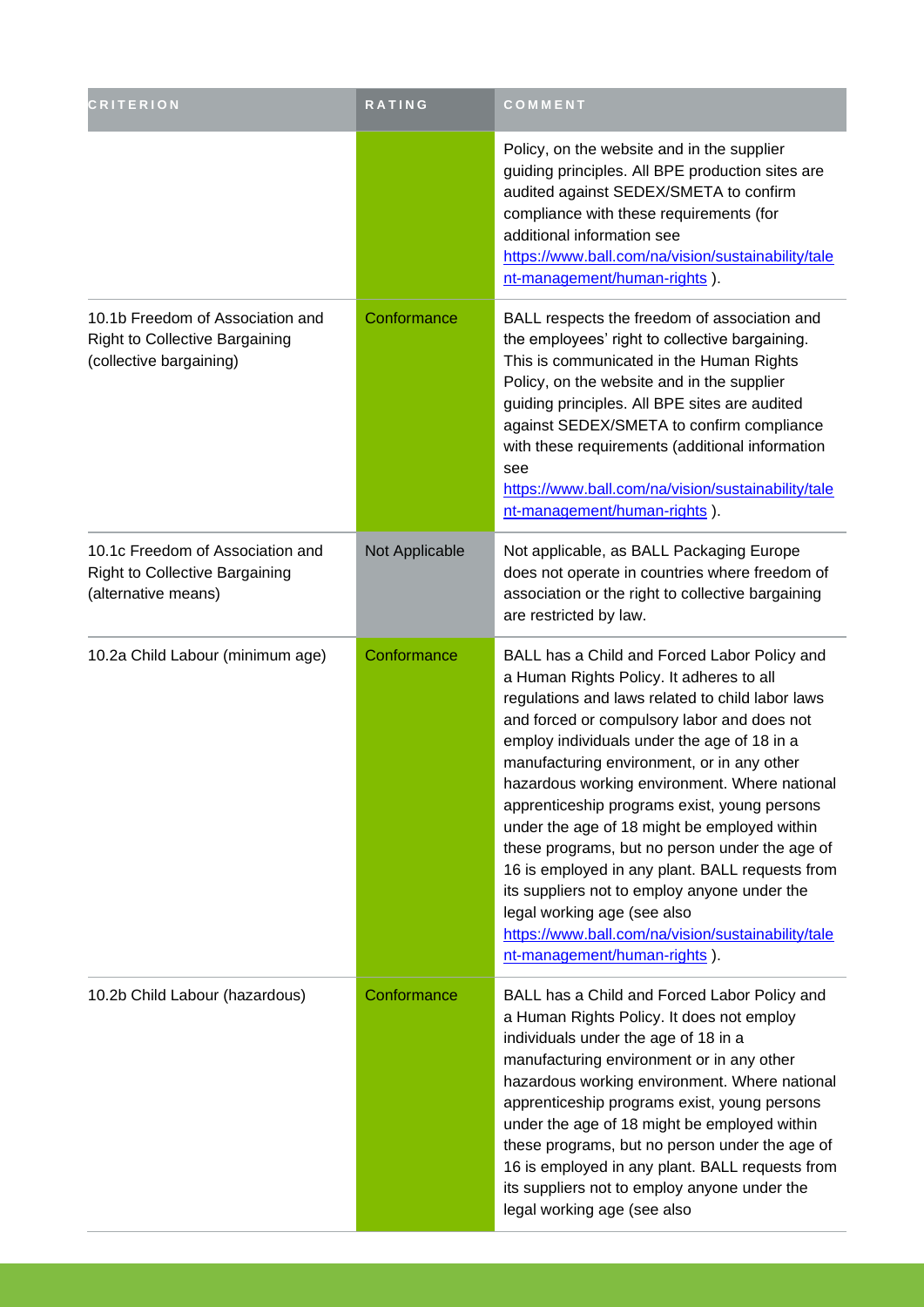| CRITERION | RATING | COMMENT |
| --- | --- | --- |
| | | Policy, on the website and in the supplier guiding principles. All BPE production sites are audited against SEDEX/SMETA to confirm compliance with these requirements (for additional information see https://www.ball.com/na/vision/sustainability/talent-management/human-rights ). |
| 10.1b Freedom of Association and Right to Collective Bargaining (collective bargaining) | Conformance | BALL respects the freedom of association and the employees' right to collective bargaining. This is communicated in the Human Rights Policy, on the website and in the supplier guiding principles. All BPE sites are audited against SEDEX/SMETA to confirm compliance with these requirements (additional information see https://www.ball.com/na/vision/sustainability/talent-management/human-rights ). |
| 10.1c Freedom of Association and Right to Collective Bargaining (alternative means) | Not Applicable | Not applicable, as BALL Packaging Europe does not operate in countries where freedom of association or the right to collective bargaining are restricted by law. |
| 10.2a Child Labour (minimum age) | Conformance | BALL has a Child and Forced Labor Policy and a Human Rights Policy. It adheres to all regulations and laws related to child labor laws and forced or compulsory labor and does not employ individuals under the age of 18 in a manufacturing environment, or in any other hazardous working environment. Where national apprenticeship programs exist, young persons under the age of 18 might be employed within these programs, but no person under the age of 16 is employed in any plant. BALL requests from its suppliers not to employ anyone under the legal working age (see also https://www.ball.com/na/vision/sustainability/talent-management/human-rights ). |
| 10.2b Child Labour (hazardous) | Conformance | BALL has a Child and Forced Labor Policy and a Human Rights Policy. It does not employ individuals under the age of 18 in a manufacturing environment or in any other hazardous working environment. Where national apprenticeship programs exist, young persons under the age of 18 might be employed within these programs, but no person under the age of 16 is employed in any plant. BALL requests from its suppliers not to employ anyone under the legal working age (see also |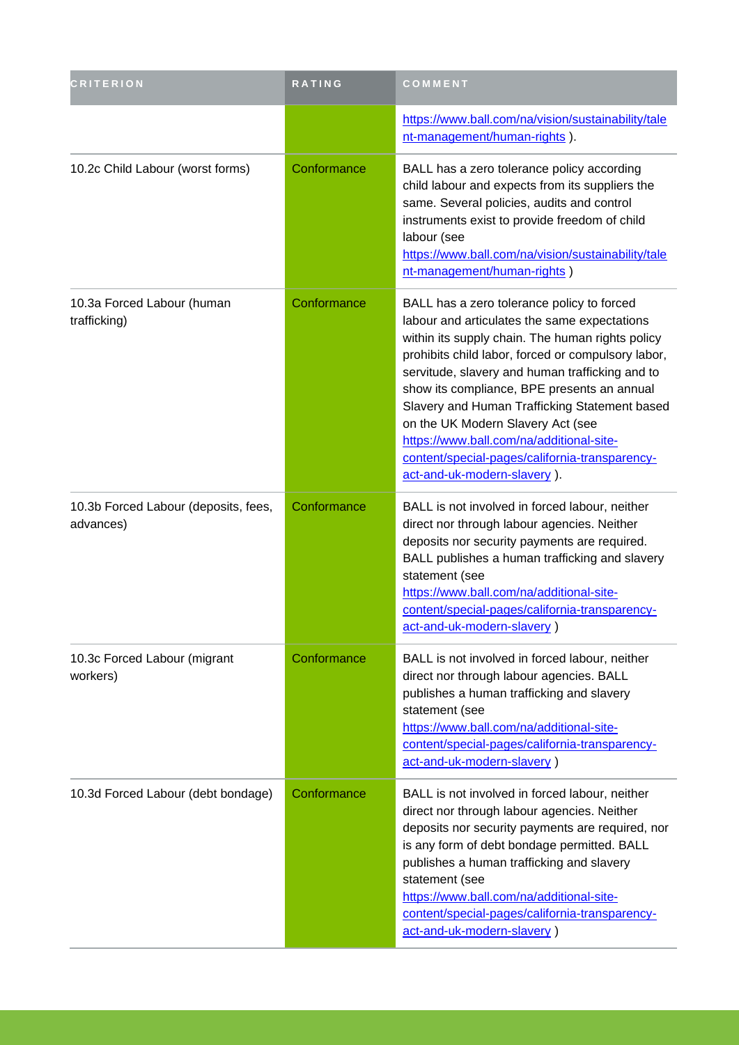| CRITERION | RATING | COMMENT |
| --- | --- | --- |
| | | https://www.ball.com/na/vision/sustainability/talent-management/human-rights ). |
| 10.2c Child Labour (worst forms) | Conformance | BALL has a zero tolerance policy according child labour and expects from its suppliers the same. Several policies, audits and control instruments exist to provide freedom of child labour (see https://www.ball.com/na/vision/sustainability/talent-management/human-rights ) |
| 10.3a Forced Labour (human trafficking) | Conformance | BALL has a zero tolerance policy to forced labour and articulates the same expectations within its supply chain. The human rights policy prohibits child labor, forced or compulsory labor, servitude, slavery and human trafficking and to show its compliance, BPE presents an annual Slavery and Human Trafficking Statement based on the UK Modern Slavery Act (see https://www.ball.com/na/additional-site-content/special-pages/california-transparency-act-and-uk-modern-slavery ). |
| 10.3b Forced Labour (deposits, fees, advances) | Conformance | BALL is not involved in forced labour, neither direct nor through labour agencies. Neither deposits nor security payments are required. BALL publishes a human trafficking and slavery statement (see https://www.ball.com/na/additional-site-content/special-pages/california-transparency-act-and-uk-modern-slavery ) |
| 10.3c Forced Labour (migrant workers) | Conformance | BALL is not involved in forced labour, neither direct nor through labour agencies. BALL publishes a human trafficking and slavery statement (see https://www.ball.com/na/additional-site-content/special-pages/california-transparency-act-and-uk-modern-slavery ) |
| 10.3d Forced Labour (debt bondage) | Conformance | BALL is not involved in forced labour, neither direct nor through labour agencies. Neither deposits nor security payments are required, nor is any form of debt bondage permitted. BALL publishes a human trafficking and slavery statement (see https://www.ball.com/na/additional-site-content/special-pages/california-transparency-act-and-uk-modern-slavery ) |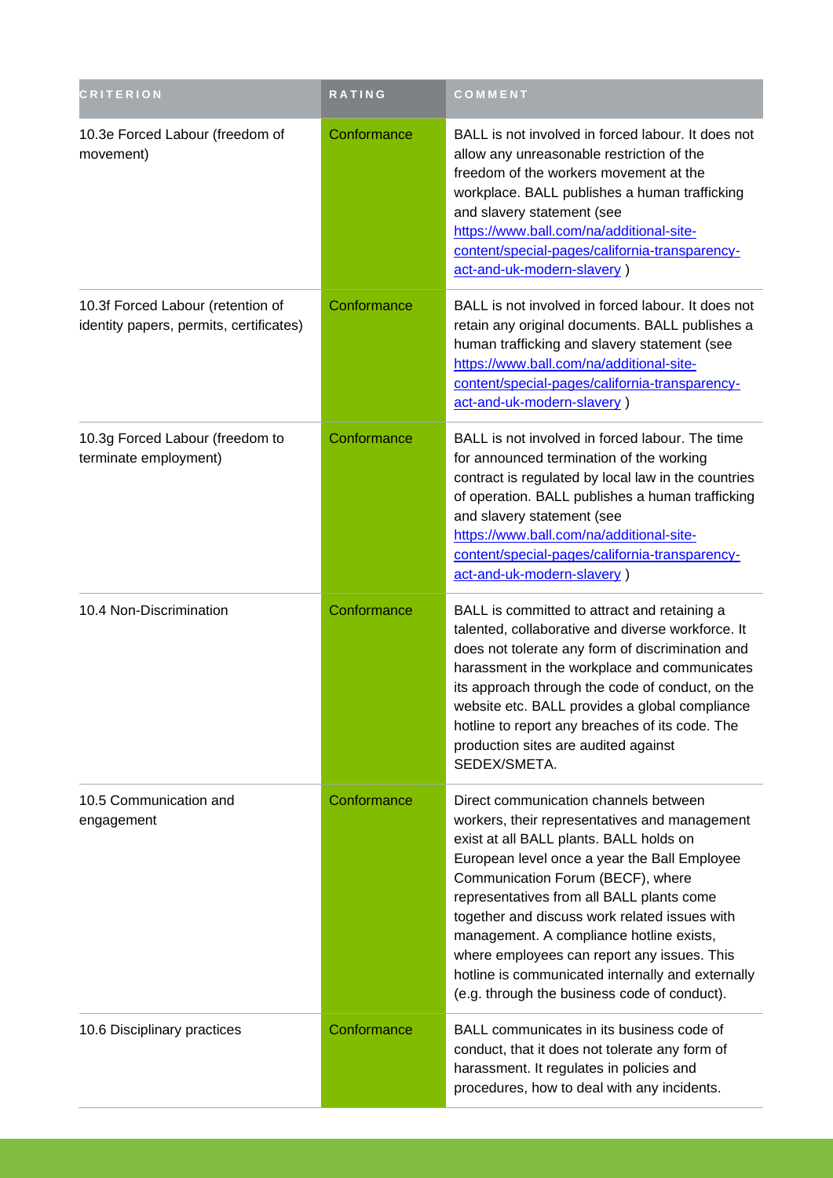| CRITERION | RATING | COMMENT |
| --- | --- | --- |
| 10.3e Forced Labour (freedom of movement) | Conformance | BALL is not involved in forced labour. It does not allow any unreasonable restriction of the freedom of the workers movement at the workplace. BALL publishes a human trafficking and slavery statement (see https://www.ball.com/na/additional-site-content/special-pages/california-transparency-act-and-uk-modern-slavery ) |
| 10.3f Forced Labour (retention of identity papers, permits, certificates) | Conformance | BALL is not involved in forced labour. It does not retain any original documents. BALL publishes a human trafficking and slavery statement (see https://www.ball.com/na/additional-site-content/special-pages/california-transparency-act-and-uk-modern-slavery ) |
| 10.3g Forced Labour (freedom to terminate employment) | Conformance | BALL is not involved in forced labour. The time for announced termination of the working contract is regulated by local law in the countries of operation. BALL publishes a human trafficking and slavery statement (see https://www.ball.com/na/additional-site-content/special-pages/california-transparency-act-and-uk-modern-slavery ) |
| 10.4 Non-Discrimination | Conformance | BALL is committed to attract and retaining a talented, collaborative and diverse workforce. It does not tolerate any form of discrimination and harassment in the workplace and communicates its approach through the code of conduct, on the website etc. BALL provides a global compliance hotline to report any breaches of its code. The production sites are audited against SEDEX/SMETA. |
| 10.5 Communication and engagement | Conformance | Direct communication channels between workers, their representatives and management exist at all BALL plants. BALL holds on European level once a year the Ball Employee Communication Forum (BECF), where representatives from all BALL plants come together and discuss work related issues with management. A compliance hotline exists, where employees can report any issues. This hotline is communicated internally and externally (e.g. through the business code of conduct). |
| 10.6 Disciplinary practices | Conformance | BALL communicates in its business code of conduct, that it does not tolerate any form of harassment. It regulates in policies and procedures, how to deal with any incidents. |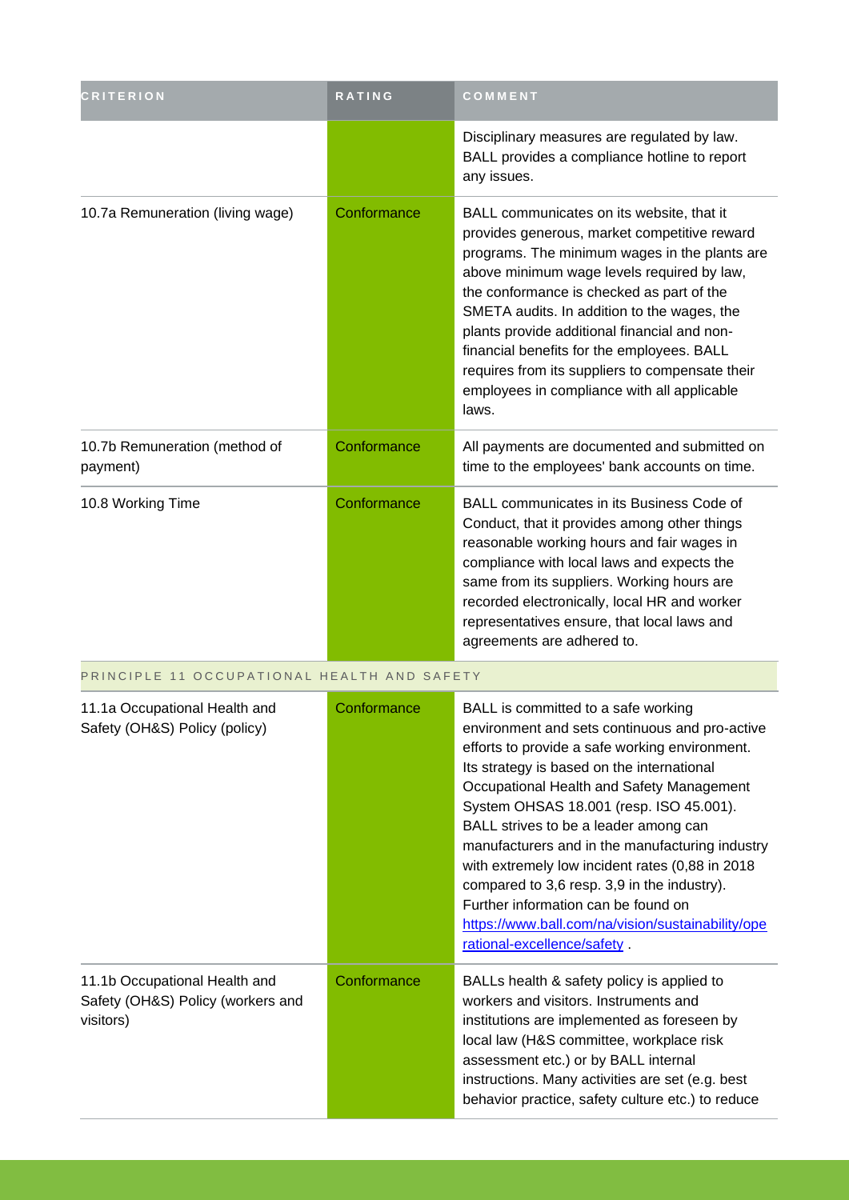| CRITERION | RATING | COMMENT |
| --- | --- | --- |
| | | Disciplinary measures are regulated by law. BALL provides a compliance hotline to report any issues. |
| 10.7a Remuneration (living wage) | Conformance | BALL communicates on its website, that it provides generous, market competitive reward programs. The minimum wages in the plants are above minimum wage levels required by law, the conformance is checked as part of the SMETA audits. In addition to the wages, the plants provide additional financial and non-financial benefits for the employees. BALL requires from its suppliers to compensate their employees in compliance with all applicable laws. |
| 10.7b Remuneration (method of payment) | Conformance | All payments are documented and submitted on time to the employees' bank accounts on time. |
| 10.8 Working Time | Conformance | BALL communicates in its Business Code of Conduct, that it provides among other things reasonable working hours and fair wages in compliance with local laws and expects the same from its suppliers. Working hours are recorded electronically, local HR and worker representatives ensure, that local laws and agreements are adhered to. |
| PRINCIPLE 11 OCCUPATIONAL HEALTH AND SAFETY | | |
| 11.1a Occupational Health and Safety (OH&S) Policy (policy) | Conformance | BALL is committed to a safe working environment and sets continuous and pro-active efforts to provide a safe working environment. Its strategy is based on the international Occupational Health and Safety Management System OHSAS 18.001 (resp. ISO 45.001). BALL strives to be a leader among can manufacturers and in the manufacturing industry with extremely low incident rates (0,88 in 2018 compared to 3,6 resp. 3,9 in the industry). Further information can be found on https://www.ball.com/na/vision/sustainability/operational-excellence/safety . |
| 11.1b Occupational Health and Safety (OH&S) Policy (workers and visitors) | Conformance | BALLs health & safety policy is applied to workers and visitors. Instruments and institutions are implemented as foreseen by local law (H&S committee, workplace risk assessment etc.) or by BALL internal instructions. Many activities are set (e.g. best behavior practice, safety culture etc.) to reduce |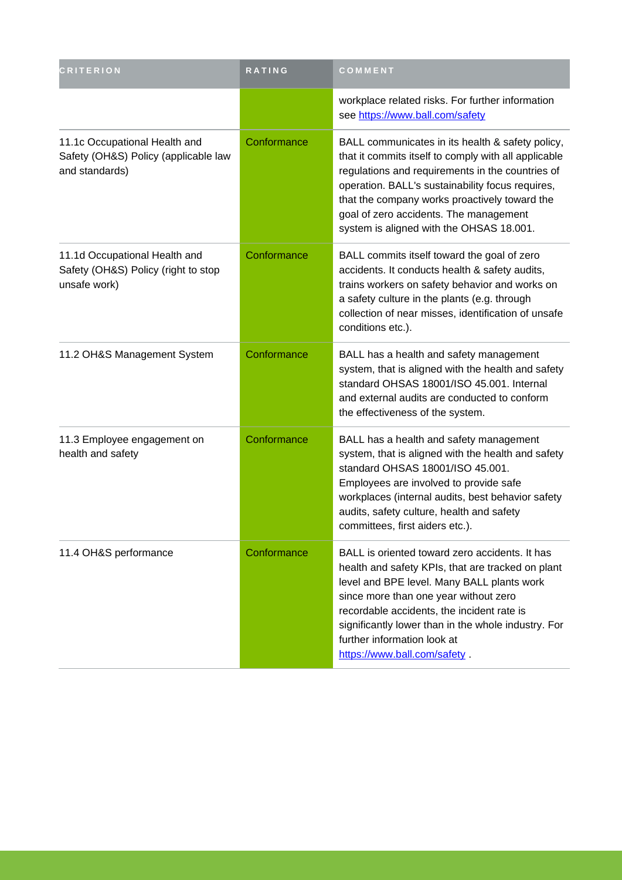| CRITERION | RATING | COMMENT |
| --- | --- | --- |
| | | workplace related risks. For further information see https://www.ball.com/safety |
| 11.1c Occupational Health and Safety (OH&S) Policy (applicable law and standards) | Conformance | BALL communicates in its health & safety policy, that it commits itself to comply with all applicable regulations and requirements in the countries of operation. BALL's sustainability focus requires, that the company works proactively toward the goal of zero accidents. The management system is aligned with the OHSAS 18.001. |
| 11.1d Occupational Health and Safety (OH&S) Policy (right to stop unsafe work) | Conformance | BALL commits itself toward the goal of zero accidents. It conducts health & safety audits, trains workers on safety behavior and works on a safety culture in the plants (e.g. through collection of near misses, identification of unsafe conditions etc.). |
| 11.2 OH&S Management System | Conformance | BALL has a health and safety management system, that is aligned with the health and safety standard OHSAS 18001/ISO 45.001. Internal and external audits are conducted to conform the effectiveness of the system. |
| 11.3 Employee engagement on health and safety | Conformance | BALL has a health and safety management system, that is aligned with the health and safety standard OHSAS 18001/ISO 45.001. Employees are involved to provide safe workplaces (internal audits, best behavior safety audits, safety culture, health and safety committees, first aiders etc.). |
| 11.4 OH&S performance | Conformance | BALL is oriented toward zero accidents. It has health and safety KPIs, that are tracked on plant level and BPE level. Many BALL plants work since more than one year without zero recordable accidents, the incident rate is significantly lower than in the whole industry. For further information look at https://www.ball.com/safety . |